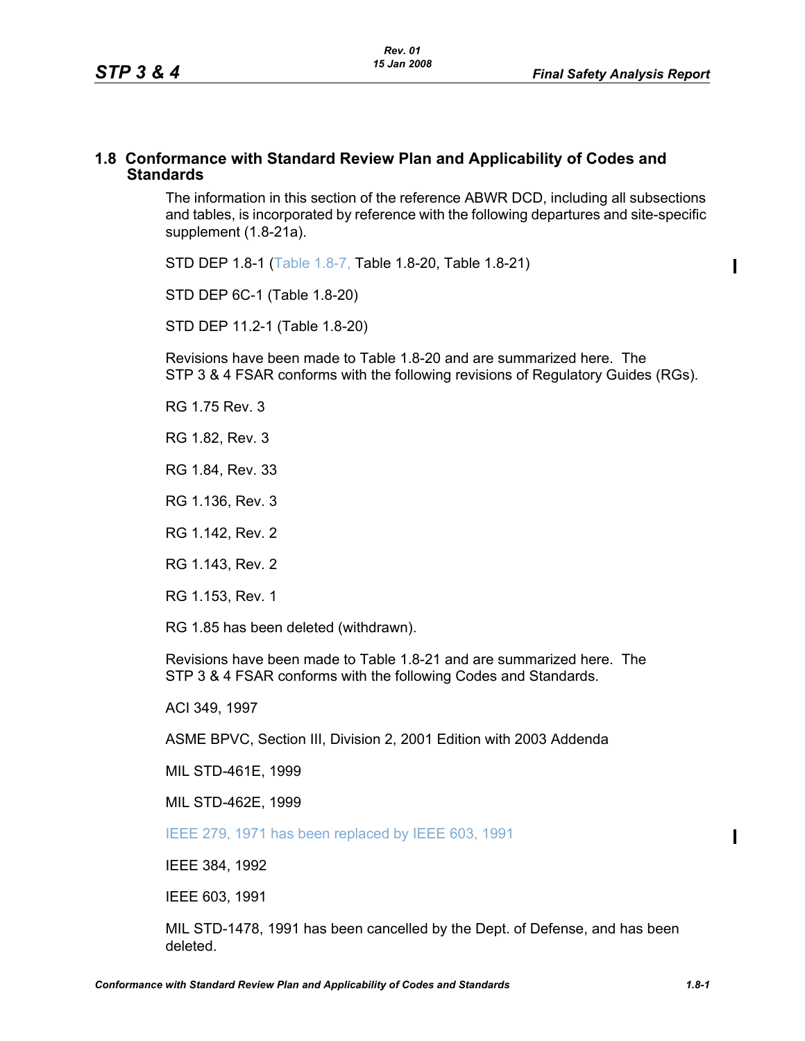## 1.8 Conformance with Standard Review Plan and Applicability of Codes and Standards

The information in this section of the reference ABWR DCD, including all subsections and tables, is incorporated by reference with the following departures and site-specific supplement (1.8-21a).

STD DEP 1.8-1 (Table 1.8-7, Table 1.8-20, Table 1.8-21)

STD DEP 6C-1 (Table 1.8-20)

STD DEP 11.2-1 (Table 1.8-20)

Revisions have been made to Table 1.8-20 and are summarized here. The STP 3 & 4 FSAR conforms with the following revisions of Regulatory Guides (RGs).

RG 1.75 Rev. 3

RG 1.82, Rev. 3

RG 1.84, Rev. 33

RG 1.136, Rev. 3

RG 1.142, Rev. 2

RG 1.143, Rev. 2

RG 1.153, Rev. 1

RG 1.85 has been deleted (withdrawn).

Revisions have been made to Table 1.8-21 and are summarized here. The STP 3 & 4 FSAR conforms with the following Codes and Standards.

ACI 349, 1997

ASME BPVC, Section III, Division 2, 2001 Edition with 2003 Addenda

MIL STD-461E, 1999

MIL STD-462E, 1999

IEEE 279, 1971 has been replaced by IEEE 603, 1991

IEEE 384, 1992

IEEE 603, 1991

MIL STD-1478, 1991 has been cancelled by the Dept. of Defense, and has been deleted.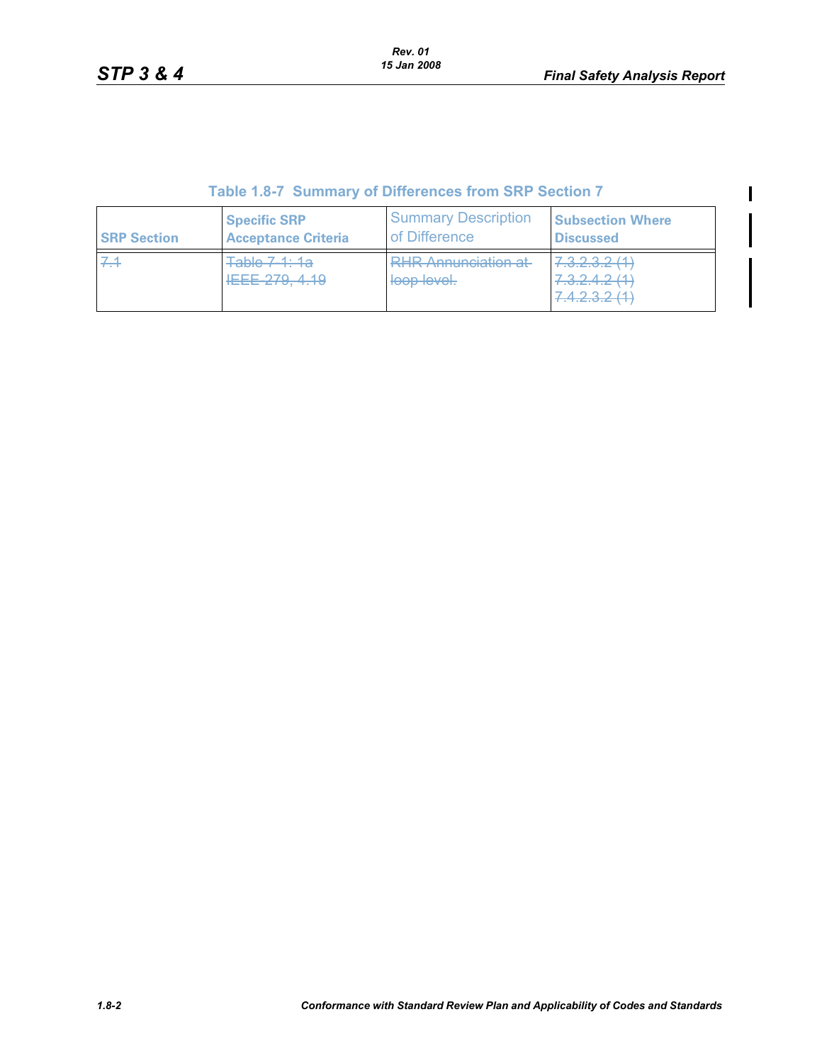### Table 1.8-7 Summary of Differences from SRP Section 7

| SRP Section | Specific SRP Acceptance Criteria | Summary Description of Difference | Subsection Where Discussed |
|---|---|---|---|
| ~~7.1~~ | ~~Table 7-1: 1a IEEE-279, 4.19~~ | ~~RHR Annunciation at loop level.~~ | ~~7.3.2.3.2 (1) 7.3.2.4.2 (1) 7.4.2.3.2 (1)~~ |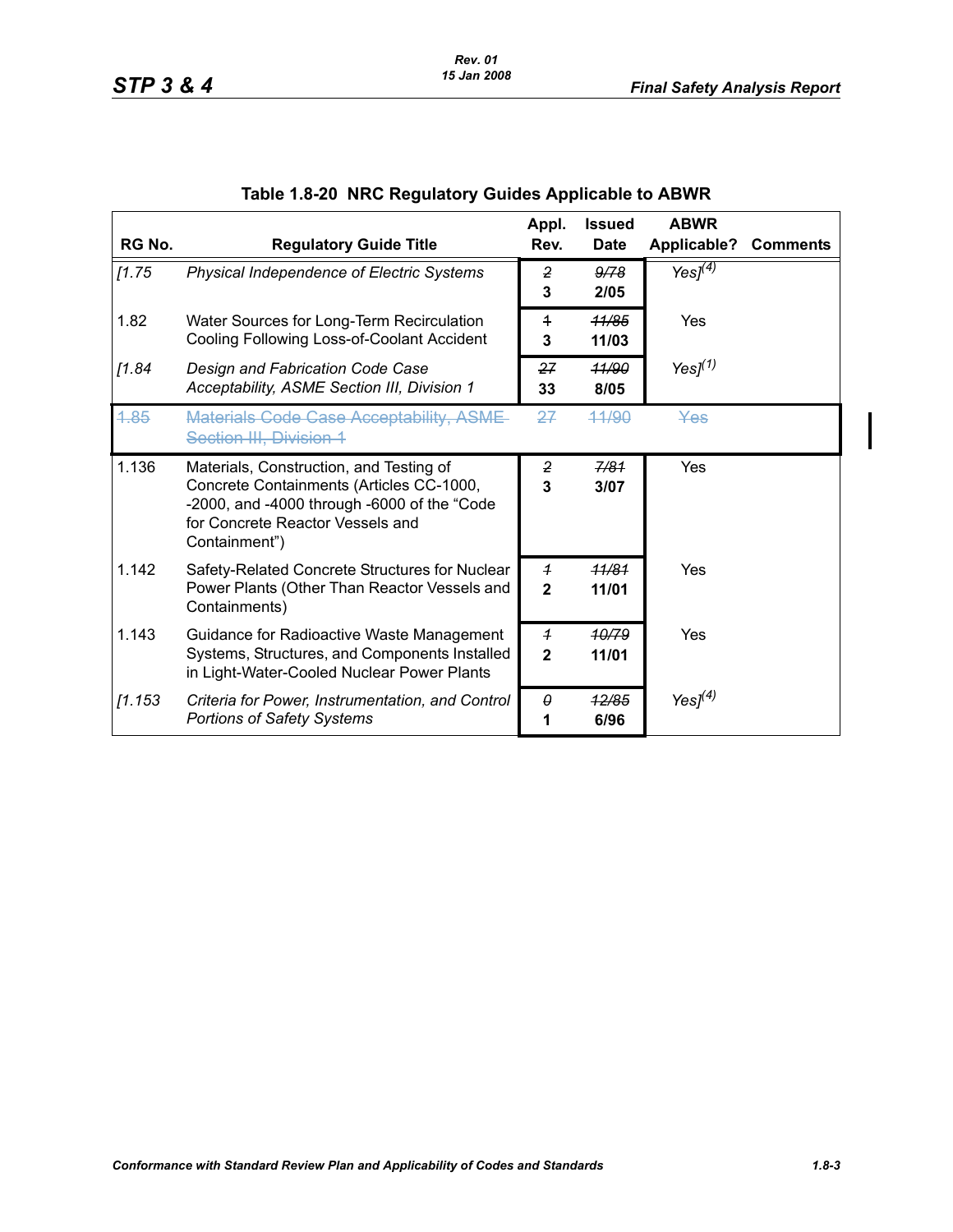## Table 1.8-20 NRC Regulatory Guides Applicable to ABWR

| RG No. | Regulatory Guide Title | Appl. Rev. | Issued Date | ABWR Applicable? | Comments |
|---|---|---|---|---|---|
| *[1.75* | *Physical Independence of Electric Systems* | ~~*2*~~ **3** | ~~*9/78*~~ **2/05** | *Yes]*(4) | |
| 1.82 | Water Sources for Long-Term Recirculation Cooling Following Loss-of-Coolant Accident | ~~*1*~~ **3** | ~~*11/85*~~ **11/03** | Yes | |
| *[1.84* | *Design and Fabrication Code Case Acceptability, ASME Section III, Division 1* | ~~*27*~~ **33** | ~~*11/90*~~ **8/05** | *Yes]*(1) | |
| ~~1.85~~ | ~~Materials Code Case Acceptability, ASME Section III, Division 1~~ | ~~27~~ | ~~11/90~~ | ~~Yes~~ | |
| 1.136 | Materials, Construction, and Testing of Concrete Containments (Articles CC-1000, -2000, and -4000 through -6000 of the "Code for Concrete Reactor Vessels and Containment") | ~~*2*~~ **3** | ~~*7/81*~~ **3/07** | Yes | |
| 1.142 | Safety-Related Concrete Structures for Nuclear Power Plants (Other Than Reactor Vessels and Containments) | ~~*1*~~ **2** | ~~*11/81*~~ **11/01** | Yes | |
| 1.143 | Guidance for Radioactive Waste Management Systems, Structures, and Components Installed in Light-Water-Cooled Nuclear Power Plants | ~~*1*~~ **2** | ~~*10/79*~~ **11/01** | Yes | |
| *[1.153* | *Criteria for Power, Instrumentation, and Control Portions of Safety Systems* | ~~*0*~~ **1** | ~~*12/85*~~ **6/96** | *Yes]*(4) | |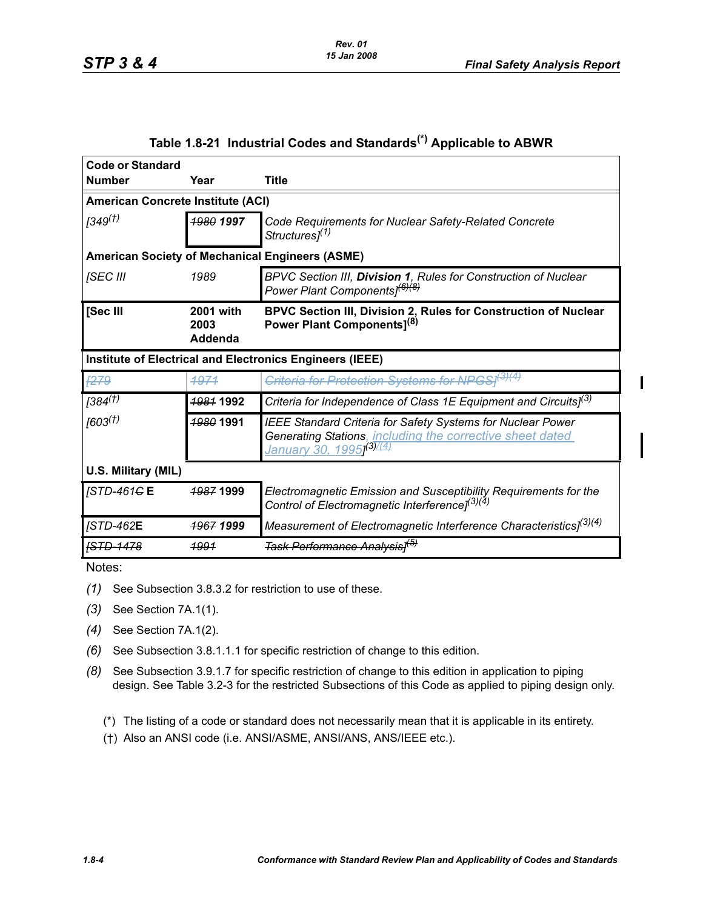## Table 1.8-21 Industrial Codes and Standards(*) Applicable to ABWR

| Code or Standard Number | Year | Title |
|---|---|---|
| **American Concrete Institute (ACI)** | | |
| [349(†) | ~~1980~~ **1997** | Code Requirements for Nuclear Safety-Related Concrete Structures](1) |
| **American Society of Mechanical Engineers (ASME)** | | |
| [SEC III | 1989 | BPVC Section III, **Division 1**, Rules for Construction of Nuclear Power Plant Components]~~(6)~~(8) |
| **[Sec III** | **2001 with 2003 Addenda** | **BPVC Section III, Division 2, Rules for Construction of Nuclear Power Plant Components](8)** |
| **Institute of Electrical and Electronics Engineers (IEEE)** | | |
| ~~[279~~ | ~~1971~~ | ~~Criteria for Protection Systems for NPGS](3)(4)~~ |
| [384(†) | ~~1981~~ **1992** | Criteria for Independence of Class 1E Equipment and Circuits](3) |
| [603(†) | ~~1980~~ **1991** | IEEE Standard Criteria for Safety Systems for Nuclear Power Generating Stations, including the corrective sheet dated January 30, 1995](3)(4) |
| **U.S. Military (MIL)** | | |
| [STD-461~~C~~ **E** | ~~1987~~ **1999** | Electromagnetic Emission and Susceptibility Requirements for the Control of Electromagnetic Interference](3)(4) |
| [STD-462**E** | ~~1967~~ **1999** | Measurement of Electromagnetic Interference Characteristics](3)(4) |
| ~~[STD-1478~~ | ~~1991~~ | ~~Task Performance Analysis](5)~~ |

Notes:

(1) See Subsection 3.8.3.2 for restriction to use of these.

(3) See Section 7A.1(1).

(4) See Section 7A.1(2).

(6) See Subsection 3.8.1.1.1 for specific restriction of change to this edition.

(8) See Subsection 3.9.1.7 for specific restriction of change to this edition in application to piping design. See Table 3.2-3 for the restricted Subsections of this Code as applied to piping design only.

(*) The listing of a code or standard does not necessarily mean that it is applicable in its entirety.

(†) Also an ANSI code (i.e. ANSI/ASME, ANSI/ANS, ANS/IEEE etc.).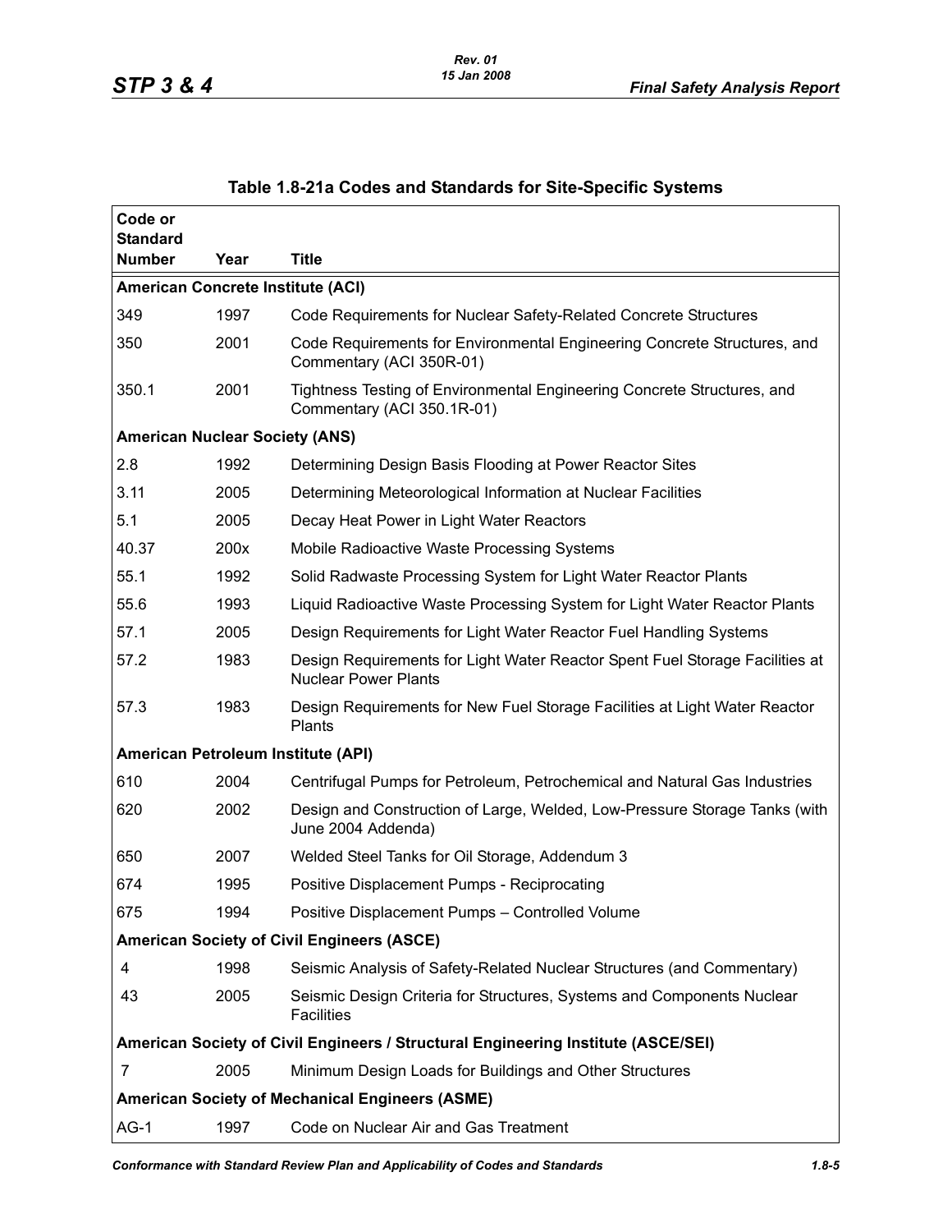## Table 1.8-21a Codes and Standards for Site-Specific Systems

| Code or Standard Number | Year | Title |
|---|---|---|
| **American Concrete Institute (ACI)** | | |
| 349 | 1997 | Code Requirements for Nuclear Safety-Related Concrete Structures |
| 350 | 2001 | Code Requirements for Environmental Engineering Concrete Structures, and Commentary (ACI 350R-01) |
| 350.1 | 2001 | Tightness Testing of Environmental Engineering Concrete Structures, and Commentary (ACI 350.1R-01) |
| **American Nuclear Society (ANS)** | | |
| 2.8 | 1992 | Determining Design Basis Flooding at Power Reactor Sites |
| 3.11 | 2005 | Determining Meteorological Information at Nuclear Facilities |
| 5.1 | 2005 | Decay Heat Power in Light Water Reactors |
| 40.37 | 200x | Mobile Radioactive Waste Processing Systems |
| 55.1 | 1992 | Solid Radwaste Processing System for Light Water Reactor Plants |
| 55.6 | 1993 | Liquid Radioactive Waste Processing System for Light Water Reactor Plants |
| 57.1 | 2005 | Design Requirements for Light Water Reactor Fuel Handling Systems |
| 57.2 | 1983 | Design Requirements for Light Water Reactor Spent Fuel Storage Facilities at Nuclear Power Plants |
| 57.3 | 1983 | Design Requirements for New Fuel Storage Facilities at Light Water Reactor Plants |
| **American Petroleum Institute (API)** | | |
| 610 | 2004 | Centrifugal Pumps for Petroleum, Petrochemical and Natural Gas Industries |
| 620 | 2002 | Design and Construction of Large, Welded, Low-Pressure Storage Tanks (with June 2004 Addenda) |
| 650 | 2007 | Welded Steel Tanks for Oil Storage, Addendum 3 |
| 674 | 1995 | Positive Displacement Pumps - Reciprocating |
| 675 | 1994 | Positive Displacement Pumps – Controlled Volume |
| **American Society of Civil Engineers (ASCE)** | | |
| 4 | 1998 | Seismic Analysis of Safety-Related Nuclear Structures (and Commentary) |
| 43 | 2005 | Seismic Design Criteria for Structures, Systems and Components Nuclear Facilities |
| **American Society of Civil Engineers / Structural Engineering Institute (ASCE/SEI)** | | |
| 7 | 2005 | Minimum Design Loads for Buildings and Other Structures |
| **American Society of Mechanical Engineers (ASME)** | | |
| AG-1 | 1997 | Code on Nuclear Air and Gas Treatment |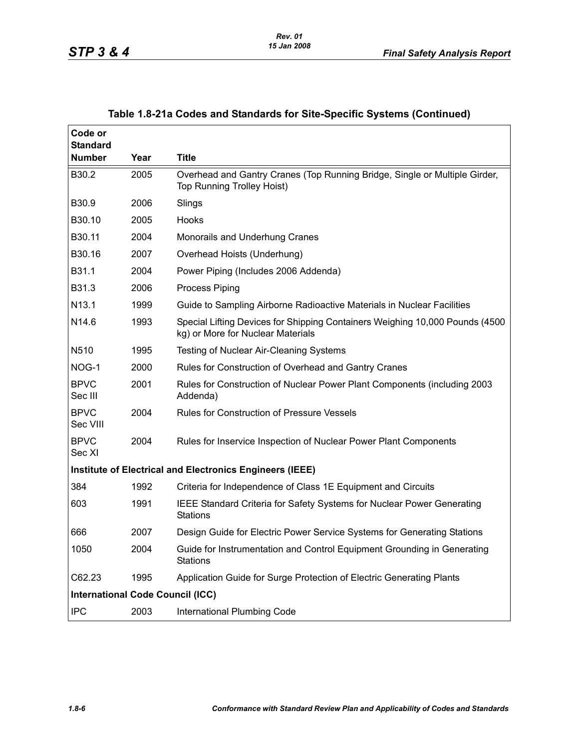## Table 1.8-21a Codes and Standards for Site-Specific Systems (Continued)

| Code or Standard Number | Year | Title |
|---|---|---|
| B30.2 | 2005 | Overhead and Gantry Cranes (Top Running Bridge, Single or Multiple Girder, Top Running Trolley Hoist) |
| B30.9 | 2006 | Slings |
| B30.10 | 2005 | Hooks |
| B30.11 | 2004 | Monorails and Underhung Cranes |
| B30.16 | 2007 | Overhead Hoists (Underhung) |
| B31.1 | 2004 | Power Piping (Includes 2006 Addenda) |
| B31.3 | 2006 | Process Piping |
| N13.1 | 1999 | Guide to Sampling Airborne Radioactive Materials in Nuclear Facilities |
| N14.6 | 1993 | Special Lifting Devices for Shipping Containers Weighing 10,000 Pounds (4500 kg) or More for Nuclear Materials |
| N510 | 1995 | Testing of Nuclear Air-Cleaning Systems |
| NOG-1 | 2000 | Rules for Construction of Overhead and Gantry Cranes |
| BPVC Sec III | 2001 | Rules for Construction of Nuclear Power Plant Components (including 2003 Addenda) |
| BPVC Sec VIII | 2004 | Rules for Construction of Pressure Vessels |
| BPVC Sec XI | 2004 | Rules for Inservice Inspection of Nuclear Power Plant Components |
| **Institute of Electrical and Electronics Engineers (IEEE)** | | |
| 384 | 1992 | Criteria for Independence of Class 1E Equipment and Circuits |
| 603 | 1991 | IEEE Standard Criteria for Safety Systems for Nuclear Power Generating Stations |
| 666 | 2007 | Design Guide for Electric Power Service Systems for Generating Stations |
| 1050 | 2004 | Guide for Instrumentation and Control Equipment Grounding in Generating Stations |
| C62.23 | 1995 | Application Guide for Surge Protection of Electric Generating Plants |
| **International Code Council (ICC)** | | |
| IPC | 2003 | International Plumbing Code |